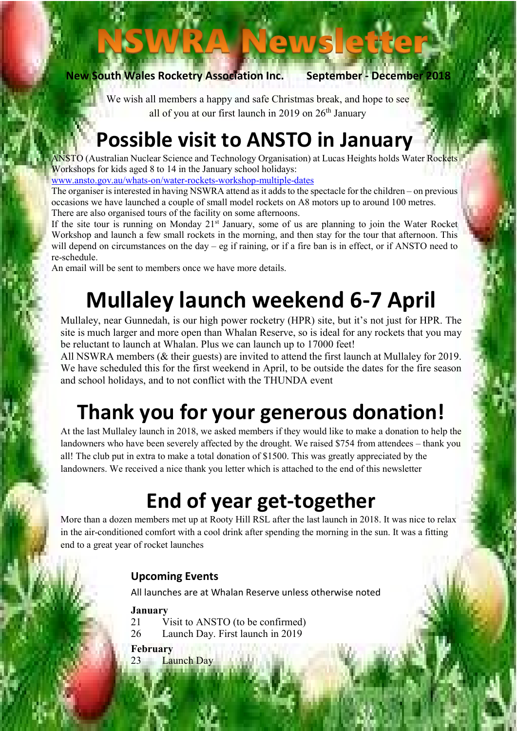# NSWRA Newsletter

**New South Wales Rocketry Association Inc.** **September - December 2018**

We wish all members a happy and safe Christmas break, and hope to see all of you at our first launch in 2019 on 26th January

## Possible visit to ANSTO in January

ANSTO (Australian Nuclear Science and Technology Organisation) at Lucas Heights holds Water Rockets Workshops for kids aged 8 to 14 in the January school holidays:
www.ansto.gov.au/whats-on/water-rockets-workshop-multiple-dates

The organiser is interested in having NSWRA attend as it adds to the spectacle for the children – on previous occasions we have launched a couple of small model rockets on A8 motors up to around 100 metres.
There are also organised tours of the facility on some afternoons.

If the site tour is running on Monday 21st January, some of us are planning to join the Water Rocket Workshop and launch a few small rockets in the morning, and then stay for the tour that afternoon. This will depend on circumstances on the day – eg if raining, or if a fire ban is in effect, or if ANSTO need to re-schedule.

An email will be sent to members once we have more details.

## Mullaley launch weekend 6-7 April

Mullaley, near Gunnedah, is our high power rocketry (HPR) site, but it's not just for HPR. The site is much larger and more open than Whalan Reserve, so is ideal for any rockets that you may be reluctant to launch at Whalan. Plus we can launch up to 17000 feet!

All NSWRA members (& their guests) are invited to attend the first launch at Mullaley for 2019. We have scheduled this for the first weekend in April, to be outside the dates for the fire season and school holidays, and to not conflict with the THUNDA event

## Thank you for your generous donation!

At the last Mullaley launch in 2018, we asked members if they would like to make a donation to help the landowners who have been severely affected by the drought. We raised $754 from attendees – thank you all! The club put in extra to make a total donation of $1500. This was greatly appreciated by the landowners. We received a nice thank you letter which is attached to the end of this newsletter

## End of year get-together

More than a dozen members met up at Rooty Hill RSL after the last launch in 2018. It was nice to relax in the air-conditioned comfort with a cool drink after spending the morning in the sun. It was a fitting end to a great year of rocket launches

### Upcoming Events

All launches are at Whalan Reserve unless otherwise noted

**January**

21 Visit to ANSTO (to be confirmed)
26 Launch Day. First launch in 2019

**February**

23 Launch Day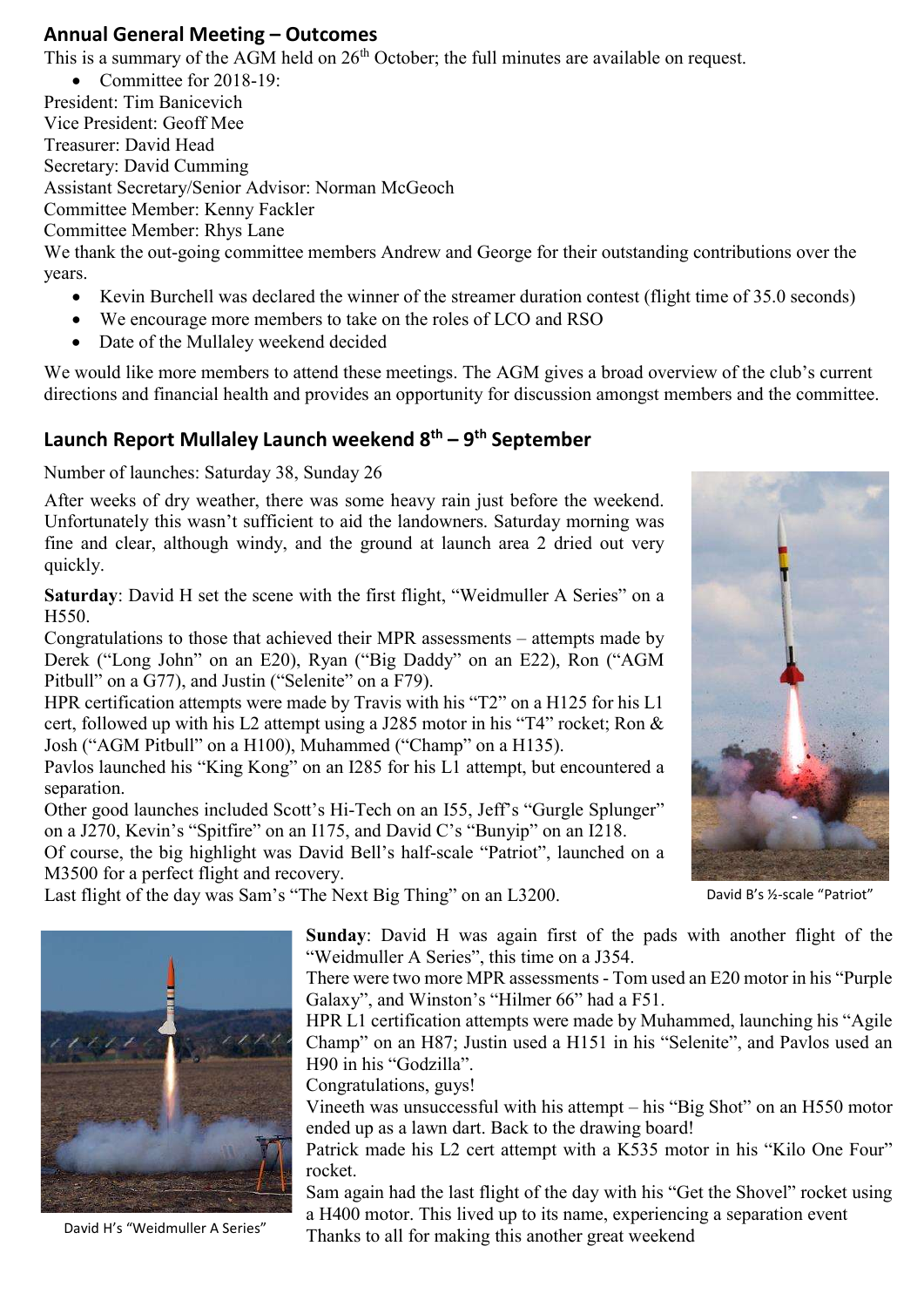## Annual General Meeting – Outcomes

This is a summary of the AGM held on 26th October; the full minutes are available on request.

- Committee for 2018-19:

President: Tim Banicevich
Vice President: Geoff Mee
Treasurer: David Head
Secretary: David Cumming
Assistant Secretary/Senior Advisor: Norman McGeoch
Committee Member: Kenny Fackler
Committee Member: Rhys Lane

We thank the out-going committee members Andrew and George for their outstanding contributions over the years.

- Kevin Burchell was declared the winner of the streamer duration contest (flight time of 35.0 seconds)
- We encourage more members to take on the roles of LCO and RSO
- Date of the Mullaley weekend decided

We would like more members to attend these meetings. The AGM gives a broad overview of the club's current directions and financial health and provides an opportunity for discussion amongst members and the committee.

## Launch Report Mullaley Launch weekend 8th – 9th September

Number of launches: Saturday 38, Sunday 26

After weeks of dry weather, there was some heavy rain just before the weekend. Unfortunately this wasn't sufficient to aid the landowners. Saturday morning was fine and clear, although windy, and the ground at launch area 2 dried out very quickly.

**Saturday**: David H set the scene with the first flight, "Weidmuller A Series" on a H550.

Congratulations to those that achieved their MPR assessments – attempts made by Derek ("Long John" on an E20), Ryan ("Big Daddy" on an E22), Ron ("AGM Pitbull" on a G77), and Justin ("Selenite" on a F79).

HPR certification attempts were made by Travis with his "T2" on a H125 for his L1 cert, followed up with his L2 attempt using a J285 motor in his "T4" rocket; Ron & Josh ("AGM Pitbull" on a H100), Muhammed ("Champ" on a H135).

Pavlos launched his "King Kong" on an I285 for his L1 attempt, but encountered a separation.

Other good launches included Scott's Hi-Tech on an I55, Jeff's "Gurgle Splunger" on a J270, Kevin's "Spitfire" on an I175, and David C's "Bunyip" on an I218.

Of course, the big highlight was David Bell's half-scale "Patriot", launched on a M3500 for a perfect flight and recovery.

Last flight of the day was Sam's "The Next Big Thing" on an L3200.

David B's ½-scale "Patriot"

**Sunday**: David H was again first of the pads with another flight of the "Weidmuller A Series", this time on a J354.

There were two more MPR assessments - Tom used an E20 motor in his "Purple Galaxy", and Winston's "Hilmer 66" had a F51.

HPR L1 certification attempts were made by Muhammed, launching his "Agile Champ" on an H87; Justin used a H151 in his "Selenite", and Pavlos used an H90 in his "Godzilla".

Congratulations, guys!

Vineeth was unsuccessful with his attempt – his "Big Shot" on an H550 motor ended up as a lawn dart. Back to the drawing board!

Patrick made his L2 cert attempt with a K535 motor in his "Kilo One Four" rocket.

Sam again had the last flight of the day with his "Get the Shovel" rocket using a H400 motor. This lived up to its name, experiencing a separation event

Thanks to all for making this another great weekend

David H's "Weidmuller A Series"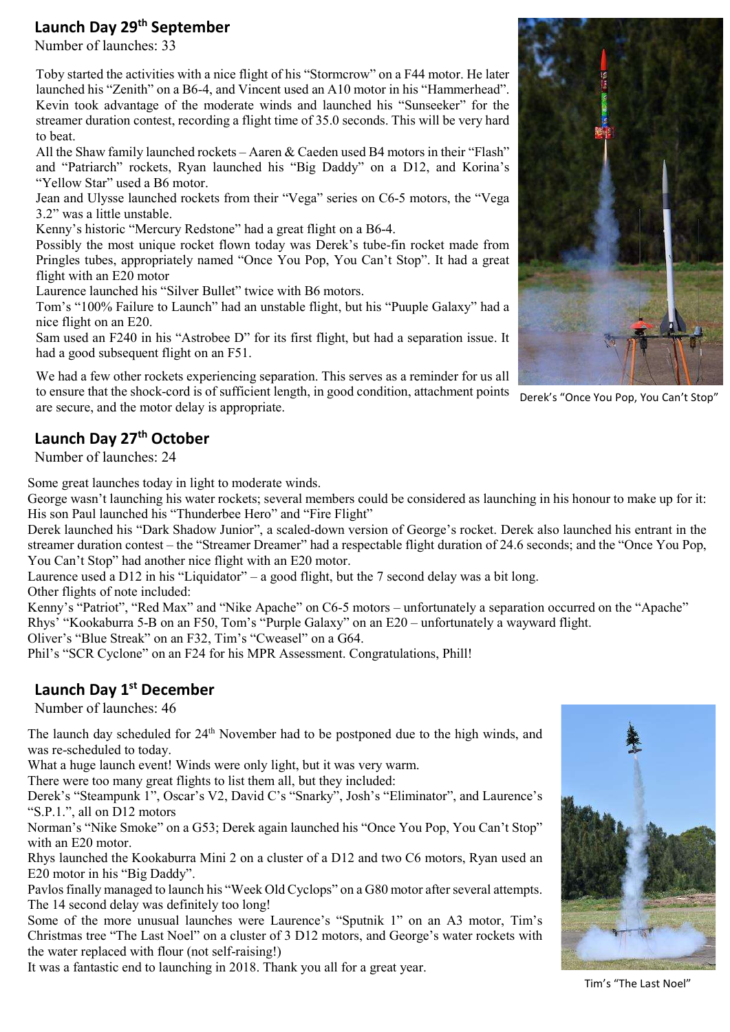## Launch Day 29th September

Number of launches: 33

Toby started the activities with a nice flight of his "Stormcrow" on a F44 motor. He later launched his "Zenith" on a B6-4, and Vincent used an A10 motor in his "Hammerhead". Kevin took advantage of the moderate winds and launched his "Sunseeker" for the streamer duration contest, recording a flight time of 35.0 seconds. This will be very hard to beat.

All the Shaw family launched rockets – Aaren & Caeden used B4 motors in their "Flash" and "Patriarch" rockets, Ryan launched his "Big Daddy" on a D12, and Korina's "Yellow Star" used a B6 motor.

Jean and Ulysse launched rockets from their "Vega" series on C6-5 motors, the "Vega 3.2" was a little unstable.

Kenny's historic "Mercury Redstone" had a great flight on a B6-4.

Possibly the most unique rocket flown today was Derek's tube-fin rocket made from Pringles tubes, appropriately named "Once You Pop, You Can't Stop". It had a great flight with an E20 motor

Laurence launched his "Silver Bullet" twice with B6 motors.

Tom's "100% Failure to Launch" had an unstable flight, but his "Puuple Galaxy" had a nice flight on an E20.

Sam used an F240 in his "Astrobee D" for its first flight, but had a separation issue. It had a good subsequent flight on an F51.

We had a few other rockets experiencing separation. This serves as a reminder for us all to ensure that the shock-cord is of sufficient length, in good condition, attachment points are secure, and the motor delay is appropriate.

Derek's "Once You Pop, You Can't Stop"

## Launch Day 27th October

Number of launches: 24

Some great launches today in light to moderate winds.

George wasn't launching his water rockets; several members could be considered as launching in his honour to make up for it: His son Paul launched his "Thunderbee Hero" and "Fire Flight"

Derek launched his "Dark Shadow Junior", a scaled-down version of George's rocket. Derek also launched his entrant in the streamer duration contest – the "Streamer Dreamer" had a respectable flight duration of 24.6 seconds; and the "Once You Pop, You Can't Stop" had another nice flight with an E20 motor.

Laurence used a D12 in his "Liquidator" – a good flight, but the 7 second delay was a bit long.

Other flights of note included:

Kenny's "Patriot", "Red Max" and "Nike Apache" on C6-5 motors – unfortunately a separation occurred on the "Apache"

Rhys' "Kookaburra 5-B on an F50, Tom's "Purple Galaxy" on an E20 – unfortunately a wayward flight.

Oliver's "Blue Streak" on an F32, Tim's "Cweasel" on a G64.

Phil's "SCR Cyclone" on an F24 for his MPR Assessment. Congratulations, Phill!

## Launch Day 1st December

Number of launches: 46

The launch day scheduled for 24th November had to be postponed due to the high winds, and was re-scheduled to today.

What a huge launch event! Winds were only light, but it was very warm.

There were too many great flights to list them all, but they included:

Derek's "Steampunk 1", Oscar's V2, David C's "Snarky", Josh's "Eliminator", and Laurence's "S.P.1.", all on D12 motors

Norman's "Nike Smoke" on a G53; Derek again launched his "Once You Pop, You Can't Stop" with an E20 motor.

Rhys launched the Kookaburra Mini 2 on a cluster of a D12 and two C6 motors, Ryan used an E20 motor in his "Big Daddy".

Pavlos finally managed to launch his "Week Old Cyclops" on a G80 motor after several attempts. The 14 second delay was definitely too long!

Some of the more unusual launches were Laurence's "Sputnik 1" on an A3 motor, Tim's Christmas tree "The Last Noel" on a cluster of 3 D12 motors, and George's water rockets with the water replaced with flour (not self-raising!)

It was a fantastic end to launching in 2018. Thank you all for a great year.

Tim's "The Last Noel"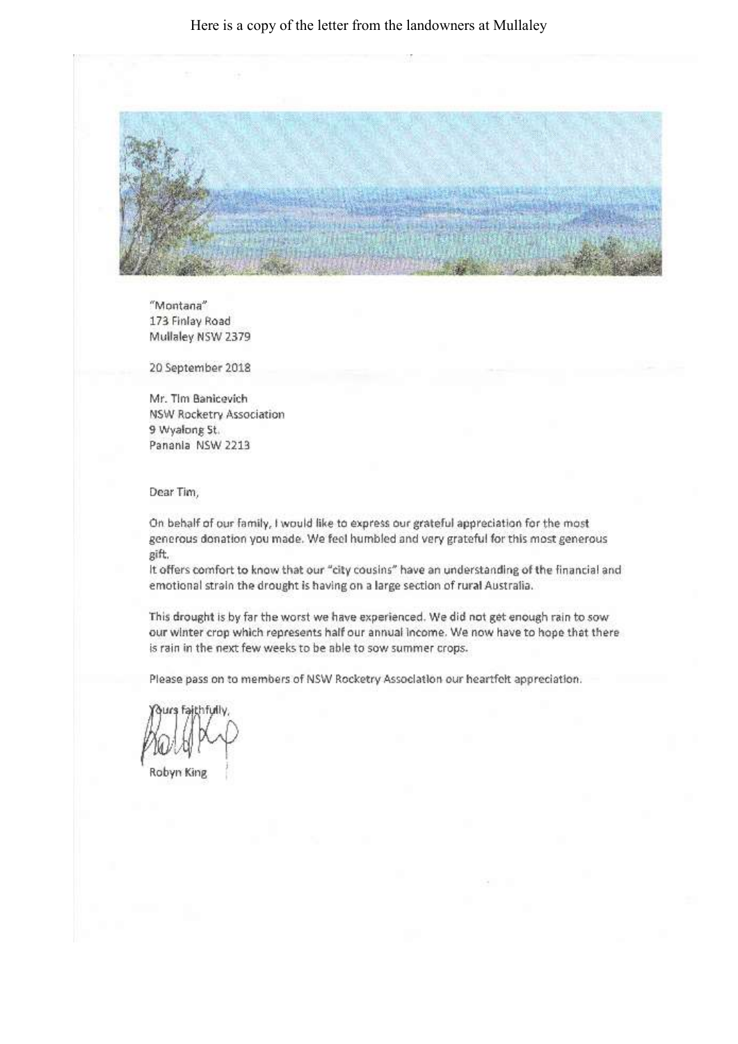Here is a copy of the letter from the landowners at Mullaley

"Montana"
173 Finlay Road
Mullaley NSW 2379

20 September 2018

Mr. Tim Banicevich
NSW Rocketry Association
9 Wyalong St.
Panania NSW 2213

Dear Tim,

On behalf of our family, I would like to express our grateful appreciation for the most generous donation you made. We feel humbled and very grateful for this most generous gift.
It offers comfort to know that our "city cousins" have an understanding of the financial and emotional strain the drought is having on a large section of rural Australia.

This drought is by far the worst we have experienced. We did not get enough rain to sow our winter crop which represents half our annual income. We now have to hope that there is rain in the next few weeks to be able to sow summer crops.

Please pass on to members of NSW Rocketry Association our heartfelt appreciation.

Yours faithfully,

Robyn King